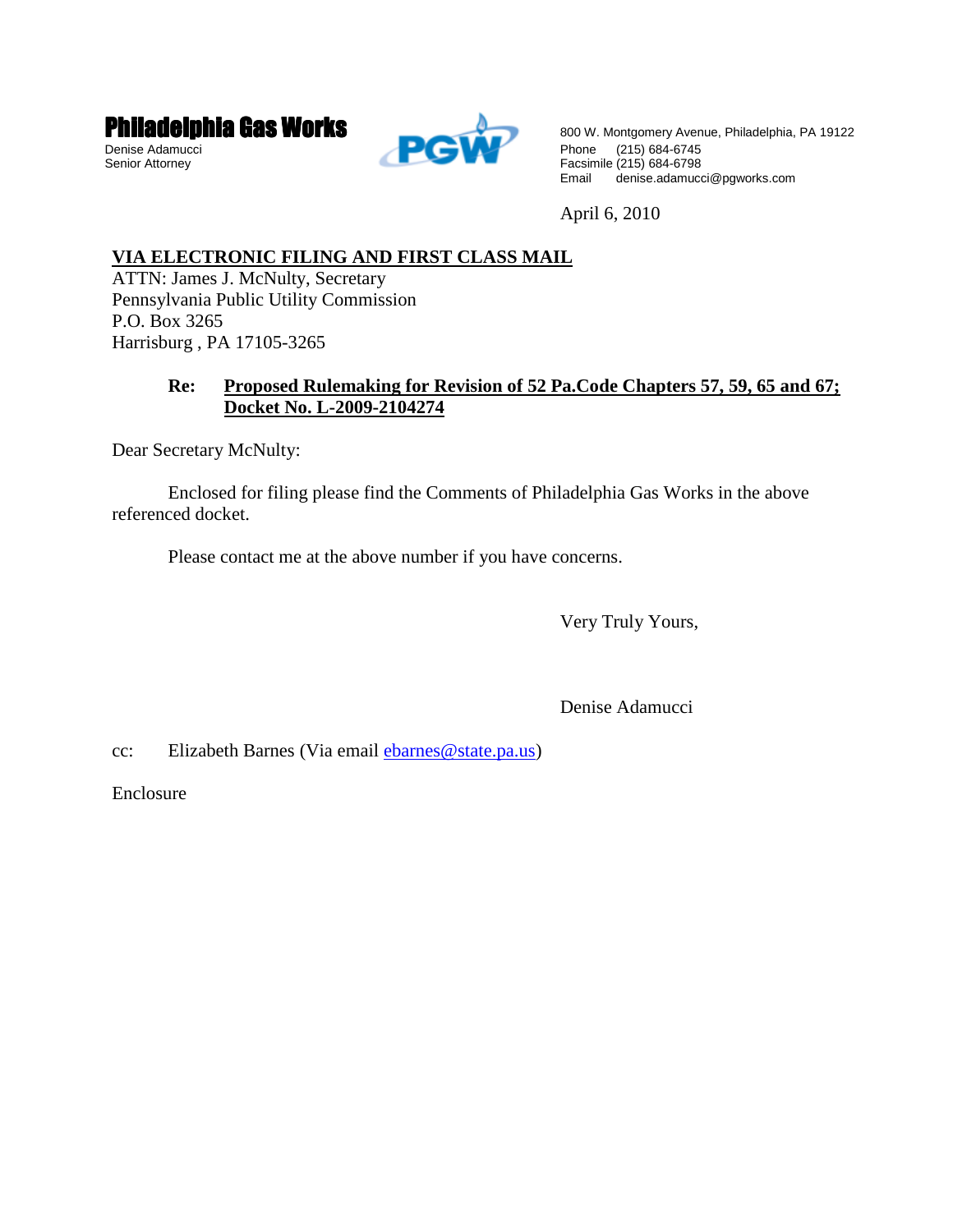**Philadelphia Gas Works**

Denise Adamucci
Senior Attorney

800 W. Montgomery Avenue, Philadelphia, PA 19122
Phone (215) 684-6745
Facsimile (215) 684-6798
Email denise.adamucci@pgworks.com

April 6, 2010

**VIA ELECTRONIC FILING AND FIRST CLASS MAIL**
ATTN: James J. McNulty, Secretary
Pennsylvania Public Utility Commission
P.O. Box 3265
Harrisburg , PA 17105-3265

**Re: Proposed Rulemaking for Revision of 52 Pa.Code Chapters 57, 59, 65 and 67; Docket No. L-2009-2104274**

Dear Secretary McNulty:

Enclosed for filing please find the Comments of Philadelphia Gas Works in the above referenced docket.

Please contact me at the above number if you have concerns.

Very Truly Yours,

Denise Adamucci

cc: Elizabeth Barnes (Via email ebarnes@state.pa.us)

Enclosure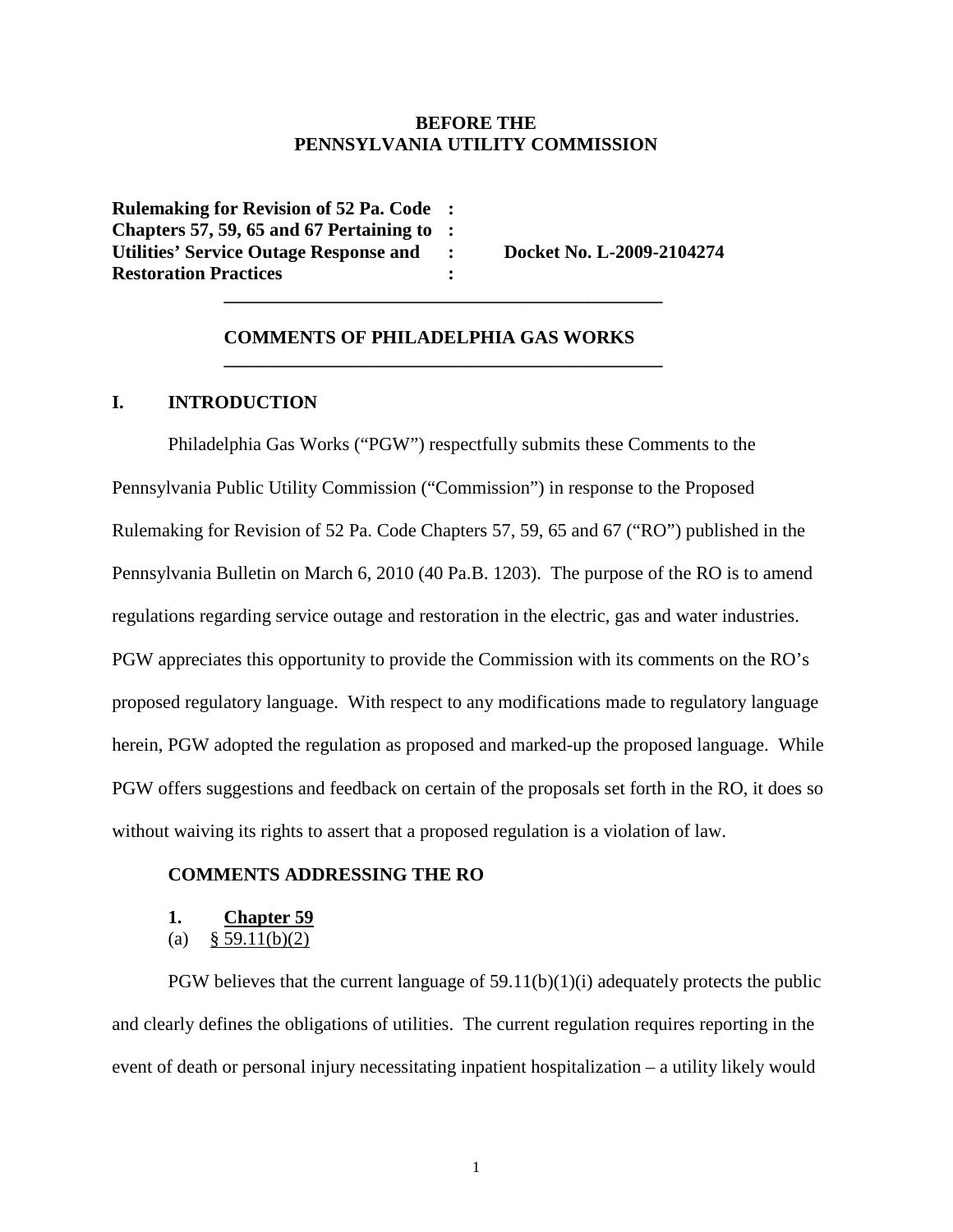**BEFORE THE**
**PENNSYLVANIA UTILITY COMMISSION**

| | | |
|---|---|---|
| **Rulemaking for Revision of 52 Pa. Code Chapters 57, 59, 65 and 67 Pertaining to Utilities' Service Outage Response and Restoration Practices** | **:** **:** **:** **:** | **Docket No. L-2009-2104274** |

---

**COMMENTS OF PHILADELPHIA GAS WORKS**

---

## I. INTRODUCTION

Philadelphia Gas Works ("PGW") respectfully submits these Comments to the Pennsylvania Public Utility Commission ("Commission") in response to the Proposed Rulemaking for Revision of 52 Pa. Code Chapters 57, 59, 65 and 67 ("RO") published in the Pennsylvania Bulletin on March 6, 2010 (40 Pa.B. 1203). The purpose of the RO is to amend regulations regarding service outage and restoration in the electric, gas and water industries. PGW appreciates this opportunity to provide the Commission with its comments on the RO's proposed regulatory language. With respect to any modifications made to regulatory language herein, PGW adopted the regulation as proposed and marked-up the proposed language. While PGW offers suggestions and feedback on certain of the proposals set forth in the RO, it does so without waiving its rights to assert that a proposed regulation is a violation of law.

### COMMENTS ADDRESSING THE RO

**1. Chapter 59**

(a) § 59.11(b)(2)

PGW believes that the current language of 59.11(b)(1)(i) adequately protects the public and clearly defines the obligations of utilities. The current regulation requires reporting in the event of death or personal injury necessitating inpatient hospitalization – a utility likely would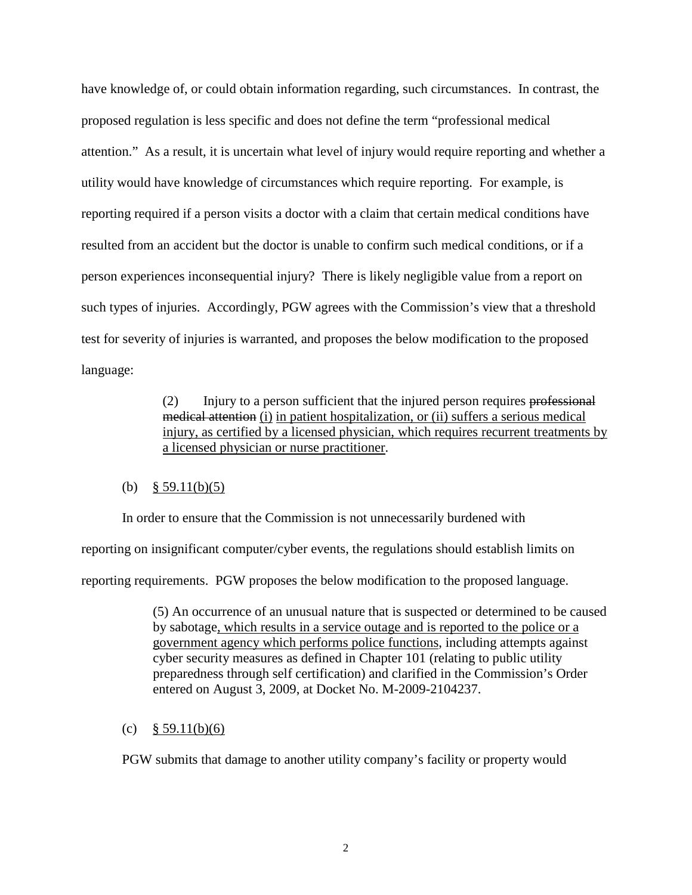have knowledge of, or could obtain information regarding, such circumstances. In contrast, the proposed regulation is less specific and does not define the term "professional medical attention." As a result, it is uncertain what level of injury would require reporting and whether a utility would have knowledge of circumstances which require reporting. For example, is reporting required if a person visits a doctor with a claim that certain medical conditions have resulted from an accident but the doctor is unable to confirm such medical conditions, or if a person experiences inconsequential injury? There is likely negligible value from a report on such types of injuries. Accordingly, PGW agrees with the Commission's view that a threshold test for severity of injuries is warranted, and proposes the below modification to the proposed language:

> (2) Injury to a person sufficient that the injured person requires ~~professional medical attention~~ <u>(i) in patient hospitalization, or (ii) suffers a serious medical injury, as certified by a licensed physician, which requires recurrent treatments by a licensed physician or nurse practitioner</u>.

(b) <u>§ 59.11(b)(5)</u>

In order to ensure that the Commission is not unnecessarily burdened with reporting on insignificant computer/cyber events, the regulations should establish limits on reporting requirements. PGW proposes the below modification to the proposed language.

> (5) An occurrence of an unusual nature that is suspected or determined to be caused by sabotage<u>, which results in a service outage and is reported to the police or a government agency which performs police functions</u>, including attempts against cyber security measures as defined in Chapter 101 (relating to public utility preparedness through self certification) and clarified in the Commission's Order entered on August 3, 2009, at Docket No. M-2009-2104237.

(c) <u>§ 59.11(b)(6)</u>

PGW submits that damage to another utility company's facility or property would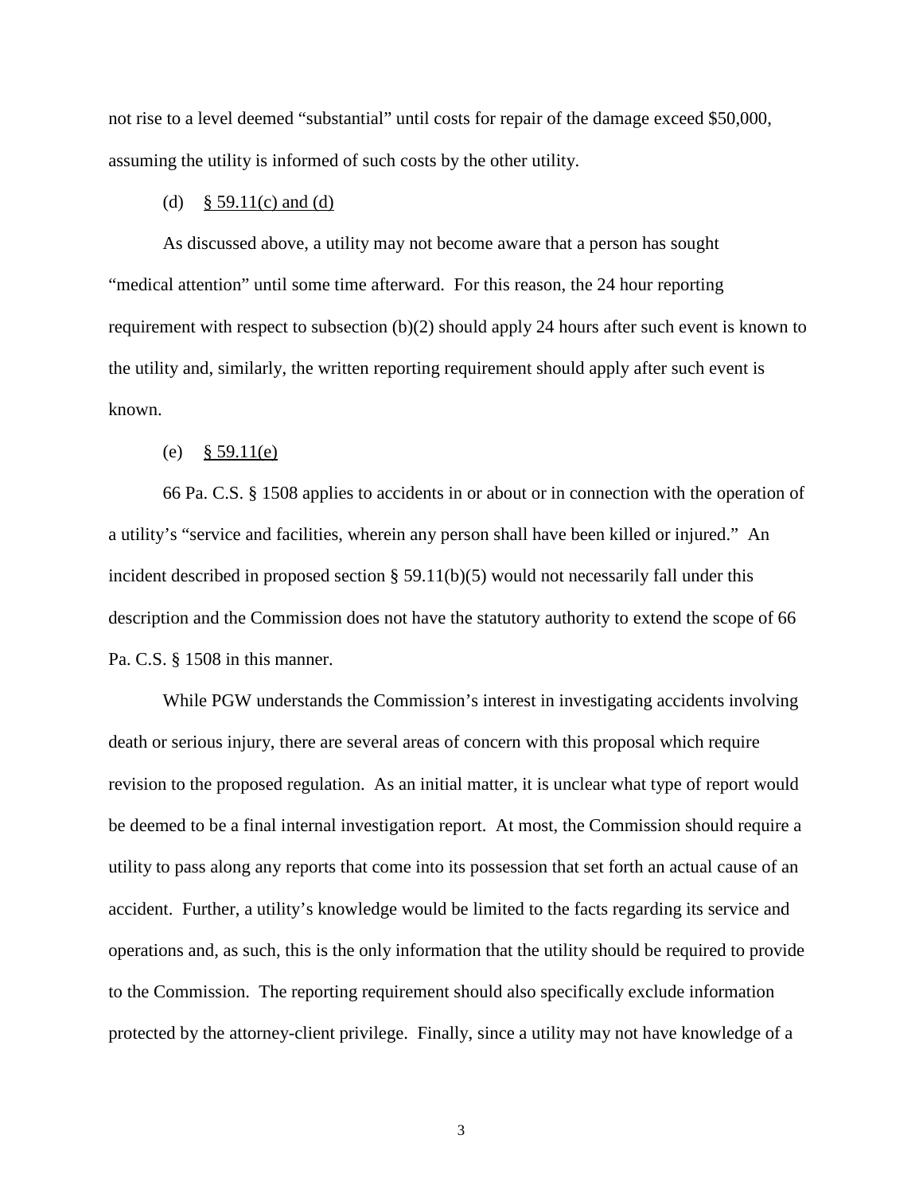not rise to a level deemed "substantial" until costs for repair of the damage exceed $50,000, assuming the utility is informed of such costs by the other utility.

(d) <u>§ 59.11(c) and (d)</u>

As discussed above, a utility may not become aware that a person has sought "medical attention" until some time afterward. For this reason, the 24 hour reporting requirement with respect to subsection (b)(2) should apply 24 hours after such event is known to the utility and, similarly, the written reporting requirement should apply after such event is known.

(e) <u>§ 59.11(e)</u>

66 Pa. C.S. § 1508 applies to accidents in or about or in connection with the operation of a utility's "service and facilities, wherein any person shall have been killed or injured." An incident described in proposed section § 59.11(b)(5) would not necessarily fall under this description and the Commission does not have the statutory authority to extend the scope of 66 Pa. C.S. § 1508 in this manner.

While PGW understands the Commission's interest in investigating accidents involving death or serious injury, there are several areas of concern with this proposal which require revision to the proposed regulation. As an initial matter, it is unclear what type of report would be deemed to be a final internal investigation report. At most, the Commission should require a utility to pass along any reports that come into its possession that set forth an actual cause of an accident. Further, a utility's knowledge would be limited to the facts regarding its service and operations and, as such, this is the only information that the utility should be required to provide to the Commission. The reporting requirement should also specifically exclude information protected by the attorney-client privilege. Finally, since a utility may not have knowledge of a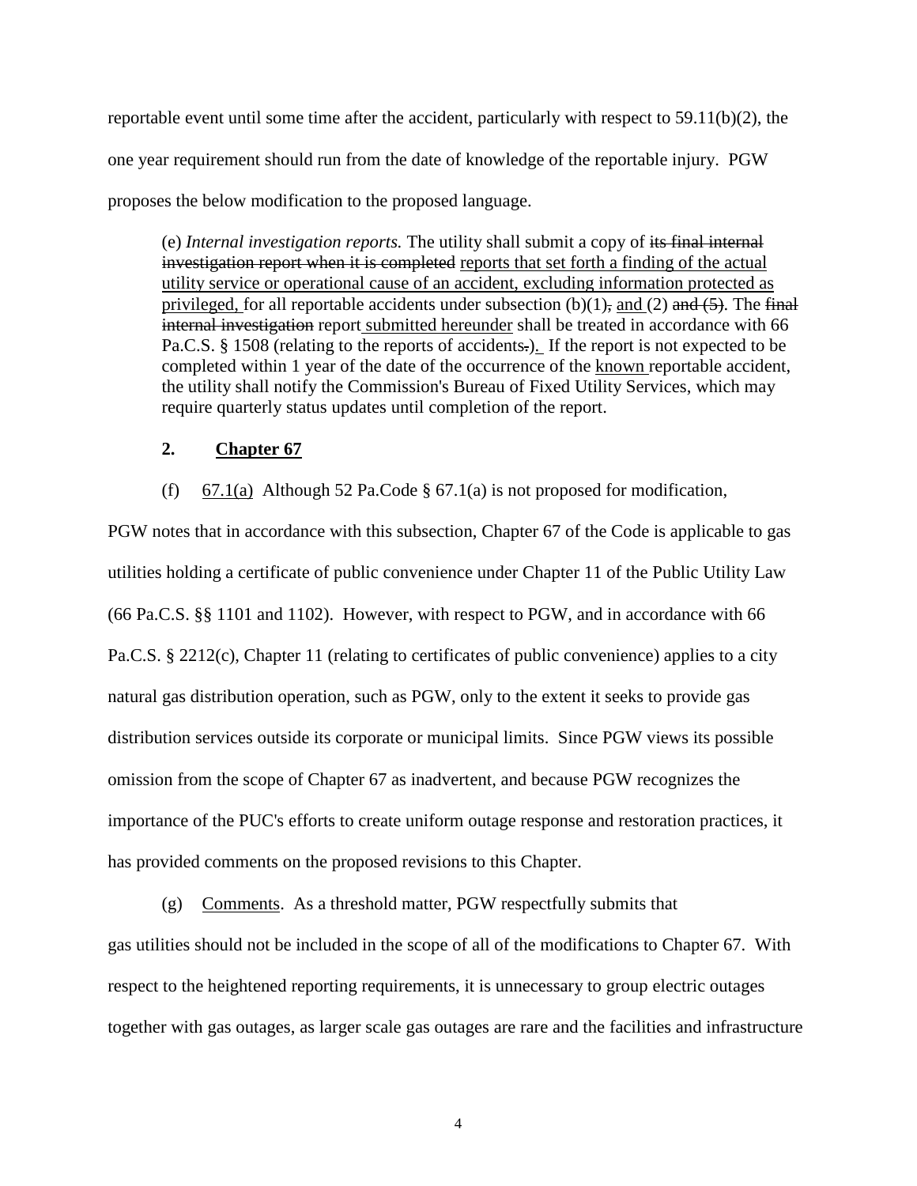reportable event until some time after the accident, particularly with respect to 59.11(b)(2), the one year requirement should run from the date of knowledge of the reportable injury. PGW proposes the below modification to the proposed language.

> (e) *Internal investigation reports.* The utility shall submit a copy of ~~its final internal investigation report when it is completed~~ <u>reports that set forth a finding of the actual utility service or operational cause of an accident, excluding information protected as privileged,</u> for all reportable accidents under subsection (b)(1)~~,~~ <u>and</u> (2) ~~and (5)~~. The ~~final internal investigation~~ report <u>submitted hereunder</u> shall be treated in accordance with 66 Pa.C.S. § 1508 (relating to the reports of accidents~~.~~). If the report is not expected to be completed within 1 year of the date of the occurrence of the <u>known</u> reportable accident, the utility shall notify the Commission's Bureau of Fixed Utility Services, which may require quarterly status updates until completion of the report.

**2. <u>Chapter 67</u>**

(f) <u>67.1(a)</u> Although 52 Pa.Code § 67.1(a) is not proposed for modification, PGW notes that in accordance with this subsection, Chapter 67 of the Code is applicable to gas utilities holding a certificate of public convenience under Chapter 11 of the Public Utility Law (66 Pa.C.S. §§ 1101 and 1102). However, with respect to PGW, and in accordance with 66 Pa.C.S. § 2212(c), Chapter 11 (relating to certificates of public convenience) applies to a city natural gas distribution operation, such as PGW, only to the extent it seeks to provide gas distribution services outside its corporate or municipal limits. Since PGW views its possible omission from the scope of Chapter 67 as inadvertent, and because PGW recognizes the importance of the PUC's efforts to create uniform outage response and restoration practices, it has provided comments on the proposed revisions to this Chapter.

(g) <u>Comments</u>. As a threshold matter, PGW respectfully submits that gas utilities should not be included in the scope of all of the modifications to Chapter 67. With respect to the heightened reporting requirements, it is unnecessary to group electric outages together with gas outages, as larger scale gas outages are rare and the facilities and infrastructure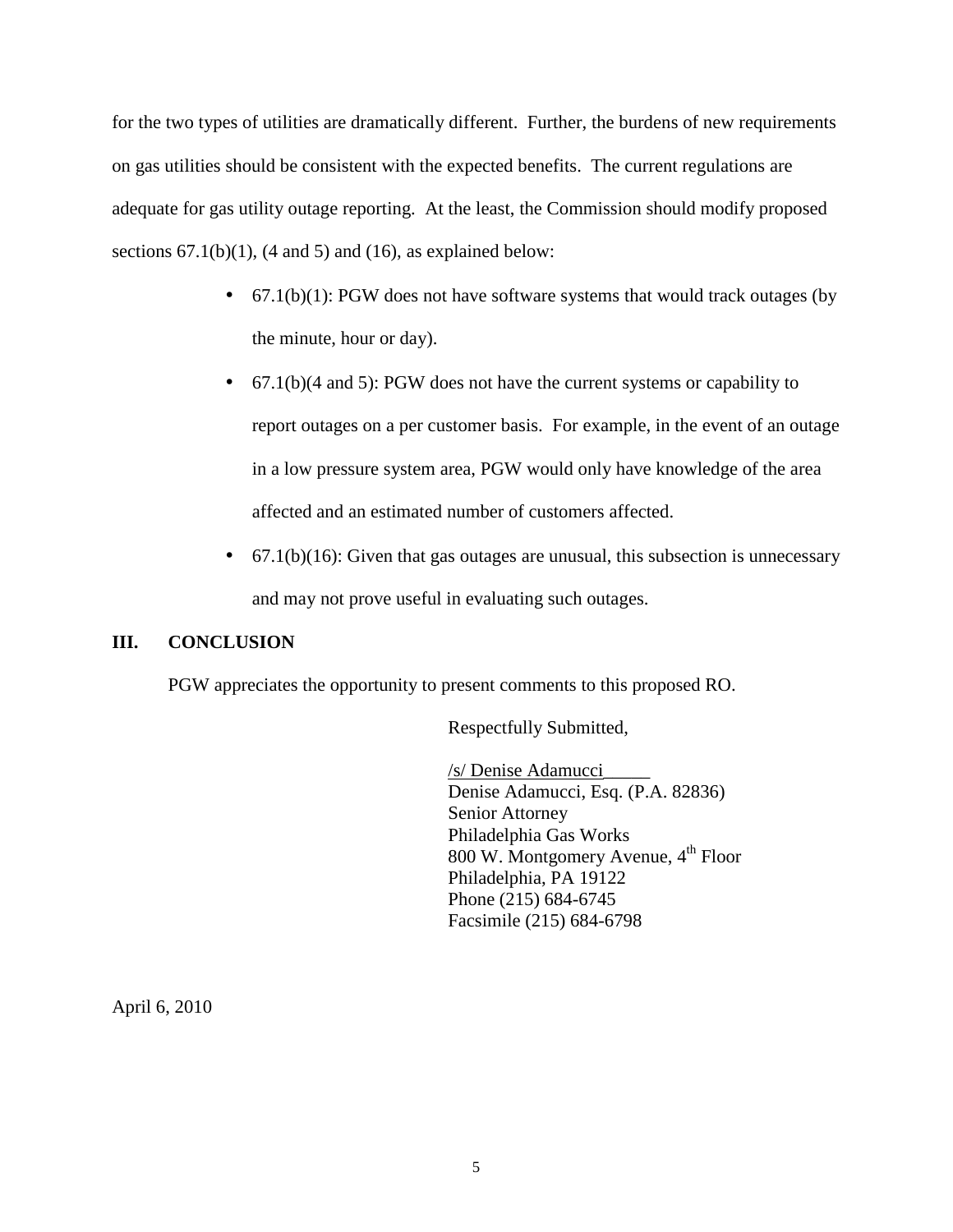for the two types of utilities are dramatically different. Further, the burdens of new requirements on gas utilities should be consistent with the expected benefits. The current regulations are adequate for gas utility outage reporting. At the least, the Commission should modify proposed sections 67.1(b)(1), (4 and 5) and (16), as explained below:

- 67.1(b)(1): PGW does not have software systems that would track outages (by the minute, hour or day).
- 67.1(b)(4 and 5): PGW does not have the current systems or capability to report outages on a per customer basis. For example, in the event of an outage in a low pressure system area, PGW would only have knowledge of the area affected and an estimated number of customers affected.
- 67.1(b)(16): Given that gas outages are unusual, this subsection is unnecessary and may not prove useful in evaluating such outages.

## III. CONCLUSION

PGW appreciates the opportunity to present comments to this proposed RO.

Respectfully Submitted,

/s/ Denise Adamucci_____
Denise Adamucci, Esq. (P.A. 82836)
Senior Attorney
Philadelphia Gas Works
800 W. Montgomery Avenue, 4th Floor
Philadelphia, PA 19122
Phone (215) 684-6745
Facsimile (215) 684-6798

April 6, 2010